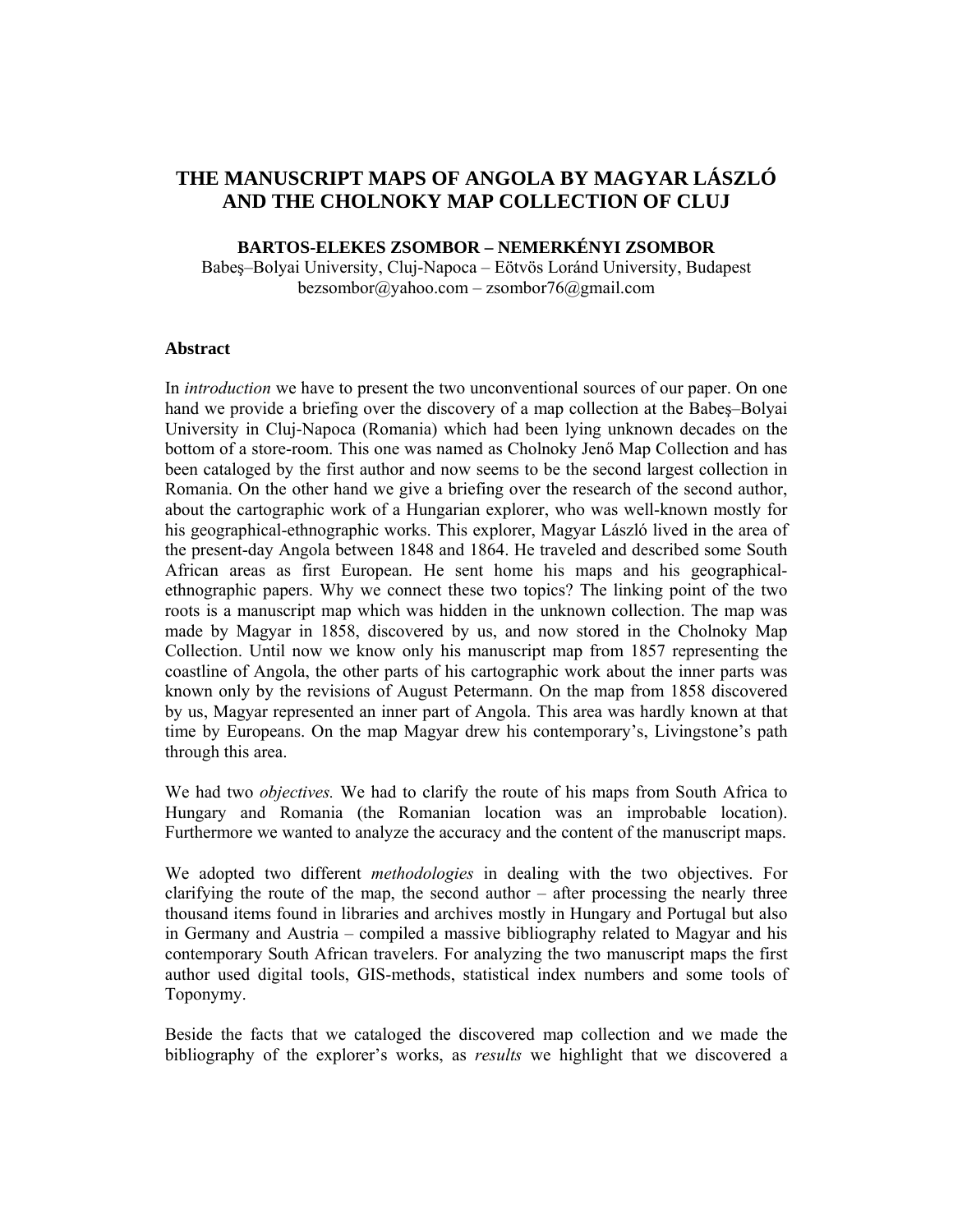# THE MANUSCRIPT MAPS OF ANGOLA BY MAGYAR LÁSZLÓ AND THE CHOLNOKY MAP COLLECTION OF CLUJ

**BARTOS-ELEKES ZSOMBOR – NEMERKÉNYI ZSOMBOR**

Babeş–Bolyai University, Cluj-Napoca – Eötvös Loránd University, Budapest
bezsombor@yahoo.com – zsombor76@gmail.com

## Abstract

In *introduction* we have to present the two unconventional sources of our paper. On one hand we provide a briefing over the discovery of a map collection at the Babeş–Bolyai University in Cluj-Napoca (Romania) which had been lying unknown decades on the bottom of a store-room. This one was named as Cholnoky Jenő Map Collection and has been cataloged by the first author and now seems to be the second largest collection in Romania. On the other hand we give a briefing over the research of the second author, about the cartographic work of a Hungarian explorer, who was well-known mostly for his geographical-ethnographic works. This explorer, Magyar László lived in the area of the present-day Angola between 1848 and 1864. He traveled and described some South African areas as first European. He sent home his maps and his geographical-ethnographic papers. Why we connect these two topics? The linking point of the two roots is a manuscript map which was hidden in the unknown collection. The map was made by Magyar in 1858, discovered by us, and now stored in the Cholnoky Map Collection. Until now we know only his manuscript map from 1857 representing the coastline of Angola, the other parts of his cartographic work about the inner parts was known only by the revisions of August Petermann. On the map from 1858 discovered by us, Magyar represented an inner part of Angola. This area was hardly known at that time by Europeans. On the map Magyar drew his contemporary's, Livingstone's path through this area.

We had two *objectives.* We had to clarify the route of his maps from South Africa to Hungary and Romania (the Romanian location was an improbable location). Furthermore we wanted to analyze the accuracy and the content of the manuscript maps.

We adopted two different *methodologies* in dealing with the two objectives. For clarifying the route of the map, the second author – after processing the nearly three thousand items found in libraries and archives mostly in Hungary and Portugal but also in Germany and Austria – compiled a massive bibliography related to Magyar and his contemporary South African travelers. For analyzing the two manuscript maps the first author used digital tools, GIS-methods, statistical index numbers and some tools of Toponymy.

Beside the facts that we cataloged the discovered map collection and we made the bibliography of the explorer's works, as *results* we highlight that we discovered a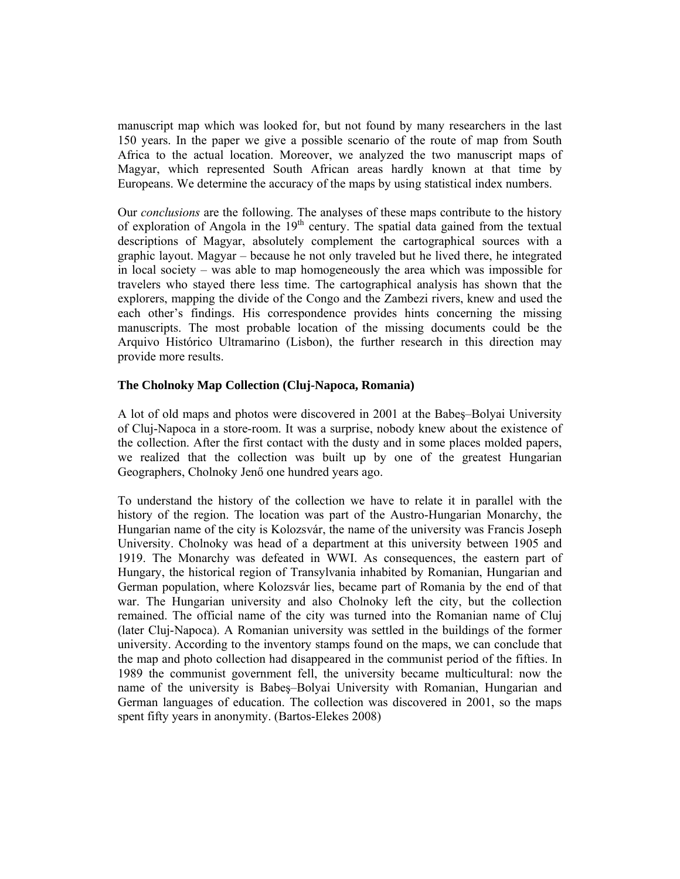manuscript map which was looked for, but not found by many researchers in the last 150 years. In the paper we give a possible scenario of the route of map from South Africa to the actual location. Moreover, we analyzed the two manuscript maps of Magyar, which represented South African areas hardly known at that time by Europeans. We determine the accuracy of the maps by using statistical index numbers.

Our *conclusions* are the following. The analyses of these maps contribute to the history of exploration of Angola in the 19th century. The spatial data gained from the textual descriptions of Magyar, absolutely complement the cartographical sources with a graphic layout. Magyar – because he not only traveled but he lived there, he integrated in local society – was able to map homogeneously the area which was impossible for travelers who stayed there less time. The cartographical analysis has shown that the explorers, mapping the divide of the Congo and the Zambezi rivers, knew and used the each other's findings. His correspondence provides hints concerning the missing manuscripts. The most probable location of the missing documents could be the Arquivo Histórico Ultramarino (Lisbon), the further research in this direction may provide more results.

### The Cholnoky Map Collection (Cluj-Napoca, Romania)

A lot of old maps and photos were discovered in 2001 at the Babeş–Bolyai University of Cluj-Napoca in a store-room. It was a surprise, nobody knew about the existence of the collection. After the first contact with the dusty and in some places molded papers, we realized that the collection was built up by one of the greatest Hungarian Geographers, Cholnoky Jenő one hundred years ago.

To understand the history of the collection we have to relate it in parallel with the history of the region. The location was part of the Austro-Hungarian Monarchy, the Hungarian name of the city is Kolozsvár, the name of the university was Francis Joseph University. Cholnoky was head of a department at this university between 1905 and 1919. The Monarchy was defeated in WWI. As consequences, the eastern part of Hungary, the historical region of Transylvania inhabited by Romanian, Hungarian and German population, where Kolozsvár lies, became part of Romania by the end of that war. The Hungarian university and also Cholnoky left the city, but the collection remained. The official name of the city was turned into the Romanian name of Cluj (later Cluj-Napoca). A Romanian university was settled in the buildings of the former university. According to the inventory stamps found on the maps, we can conclude that the map and photo collection had disappeared in the communist period of the fifties. In 1989 the communist government fell, the university became multicultural: now the name of the university is Babeş–Bolyai University with Romanian, Hungarian and German languages of education. The collection was discovered in 2001, so the maps spent fifty years in anonymity. (Bartos-Elekes 2008)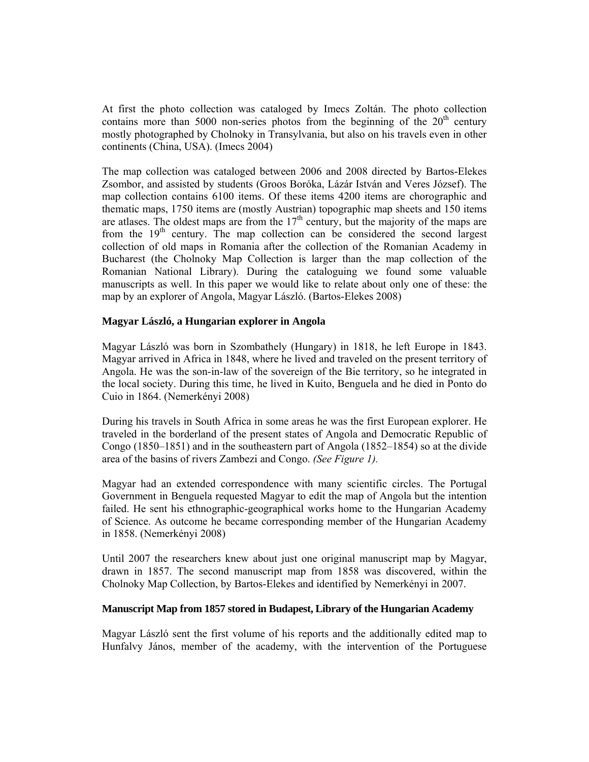At first the photo collection was cataloged by Imecs Zoltán. The photo collection contains more than 5000 non-series photos from the beginning of the 20th century mostly photographed by Cholnoky in Transylvania, but also on his travels even in other continents (China, USA). (Imecs 2004)

The map collection was cataloged between 2006 and 2008 directed by Bartos-Elekes Zsombor, and assisted by students (Groos Boróka, Lázár István and Veres József). The map collection contains 6100 items. Of these items 4200 items are chorographic and thematic maps, 1750 items are (mostly Austrian) topographic map sheets and 150 items are atlases. The oldest maps are from the 17th century, but the majority of the maps are from the 19th century. The map collection can be considered the second largest collection of old maps in Romania after the collection of the Romanian Academy in Bucharest (the Cholnoky Map Collection is larger than the map collection of the Romanian National Library). During the cataloguing we found some valuable manuscripts as well. In this paper we would like to relate about only one of these: the map by an explorer of Angola, Magyar László. (Bartos-Elekes 2008)

### Magyar László, a Hungarian explorer in Angola

Magyar László was born in Szombathely (Hungary) in 1818, he left Europe in 1843. Magyar arrived in Africa in 1848, where he lived and traveled on the present territory of Angola. He was the son-in-law of the sovereign of the Bie territory, so he integrated in the local society. During this time, he lived in Kuito, Benguela and he died in Ponto do Cuio in 1864. (Nemerkényi 2008)

During his travels in South Africa in some areas he was the first European explorer. He traveled in the borderland of the present states of Angola and Democratic Republic of Congo (1850–1851) and in the southeastern part of Angola (1852–1854) so at the divide area of the basins of rivers Zambezi and Congo. *(See Figure 1).*

Magyar had an extended correspondence with many scientific circles. The Portugal Government in Benguela requested Magyar to edit the map of Angola but the intention failed. He sent his ethnographic-geographical works home to the Hungarian Academy of Science. As outcome he became corresponding member of the Hungarian Academy in 1858. (Nemerkényi 2008)

Until 2007 the researchers knew about just one original manuscript map by Magyar, drawn in 1857. The second manuscript map from 1858 was discovered, within the Cholnoky Map Collection, by Bartos-Elekes and identified by Nemerkényi in 2007.

### Manuscript Map from 1857 stored in Budapest, Library of the Hungarian Academy

Magyar László sent the first volume of his reports and the additionally edited map to Hunfalvy János, member of the academy, with the intervention of the Portuguese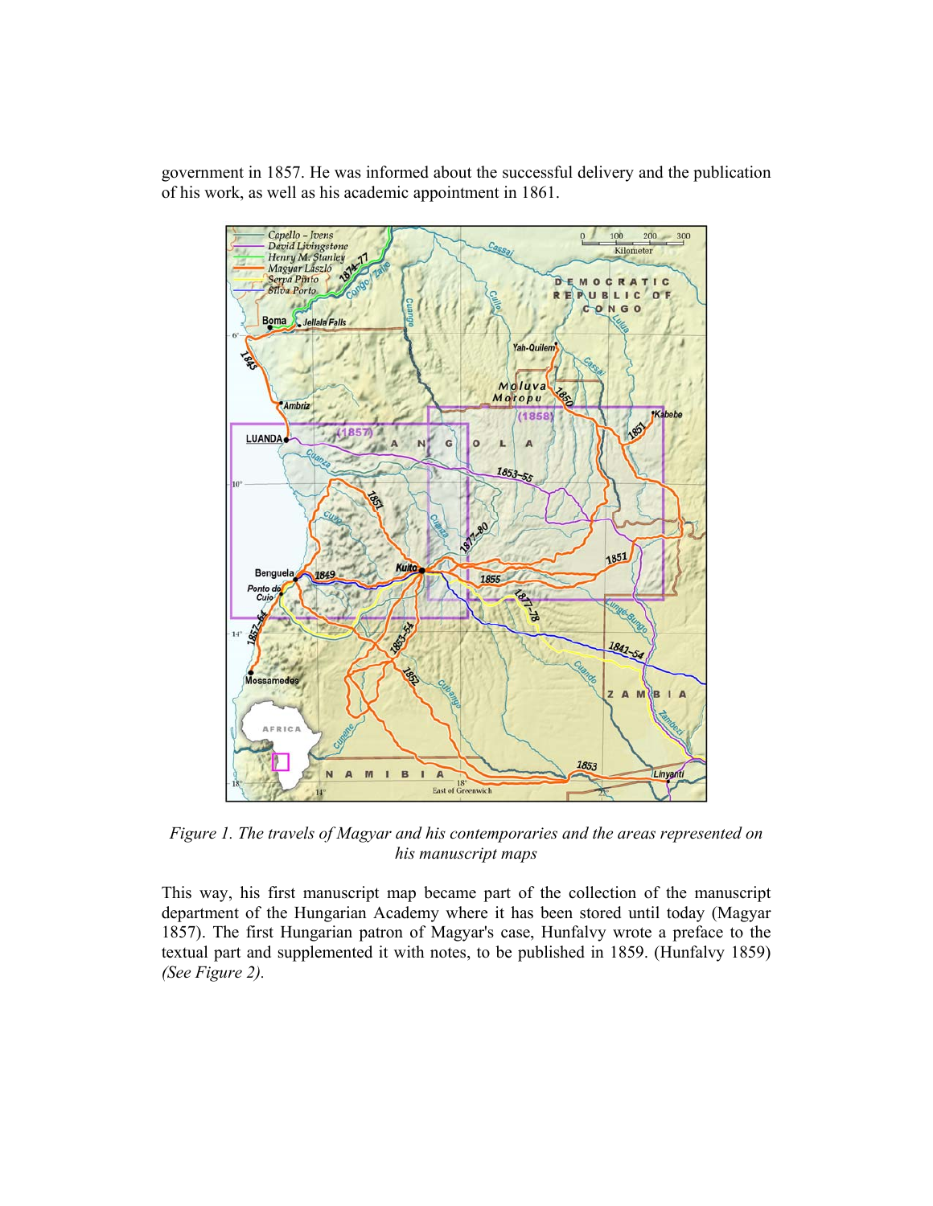government in 1857. He was informed about the successful delivery and the publication of his work, as well as his academic appointment in 1861.

*Figure 1. The travels of Magyar and his contemporaries and the areas represented on his manuscript maps*

This way, his first manuscript map became part of the collection of the manuscript department of the Hungarian Academy where it has been stored until today (Magyar 1857). The first Hungarian patron of Magyar's case, Hunfalvy wrote a preface to the textual part and supplemented it with notes, to be published in 1859. (Hunfalvy 1859) *(See Figure 2).*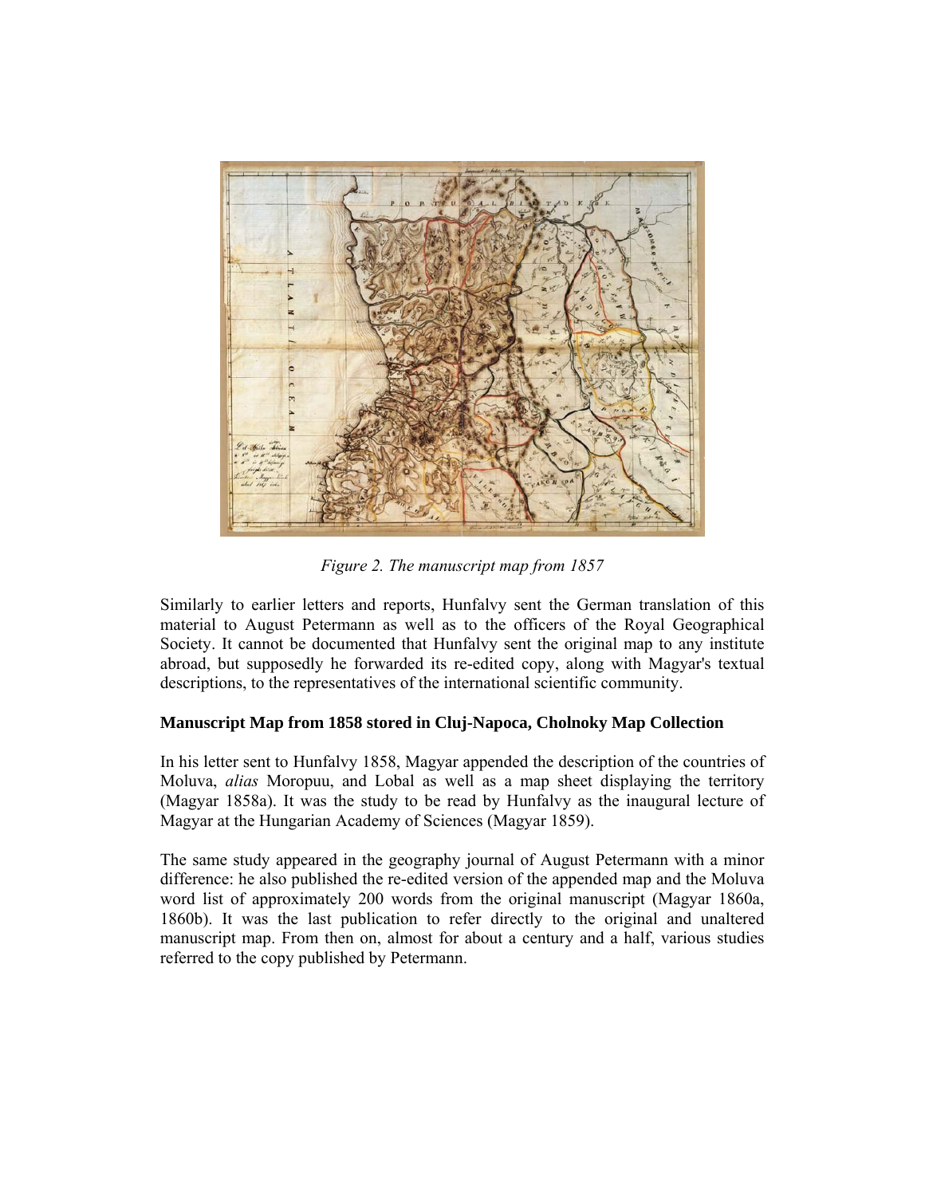*Figure 2. The manuscript map from 1857*

Similarly to earlier letters and reports, Hunfalvy sent the German translation of this material to August Petermann as well as to the officers of the Royal Geographical Society. It cannot be documented that Hunfalvy sent the original map to any institute abroad, but supposedly he forwarded its re-edited copy, along with Magyar's textual descriptions, to the representatives of the international scientific community.

**Manuscript Map from 1858 stored in Cluj-Napoca, Cholnoky Map Collection**

In his letter sent to Hunfalvy 1858, Magyar appended the description of the countries of Moluva, *alias* Moropuu, and Lobal as well as a map sheet displaying the territory (Magyar 1858a). It was the study to be read by Hunfalvy as the inaugural lecture of Magyar at the Hungarian Academy of Sciences (Magyar 1859).

The same study appeared in the geography journal of August Petermann with a minor difference: he also published the re-edited version of the appended map and the Moluva word list of approximately 200 words from the original manuscript (Magyar 1860a, 1860b). It was the last publication to refer directly to the original and unaltered manuscript map. From then on, almost for about a century and a half, various studies referred to the copy published by Petermann.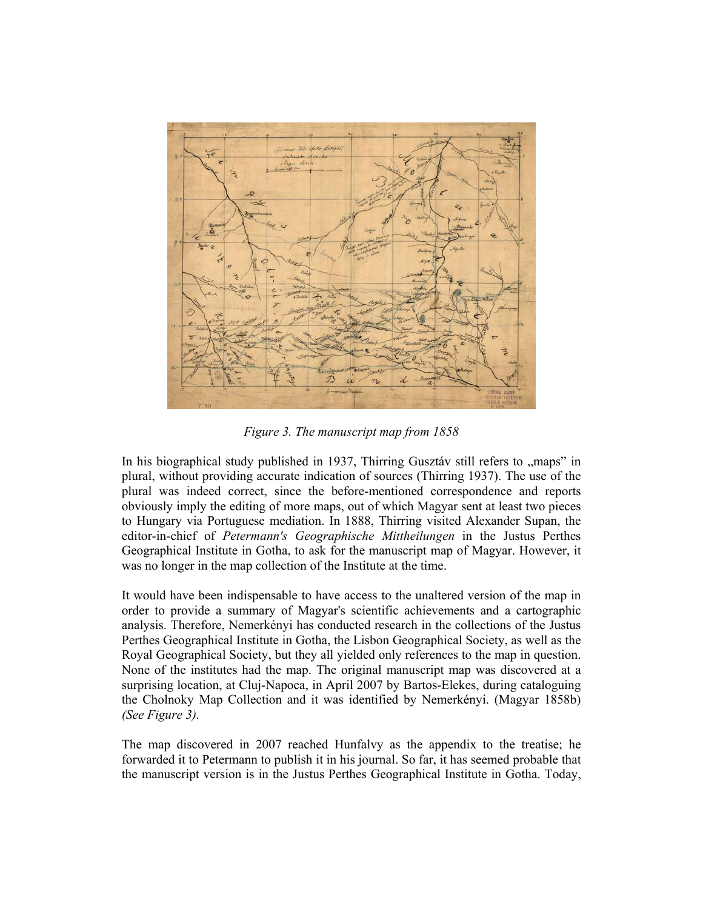*Figure 3. The manuscript map from 1858*

In his biographical study published in 1937, Thirring Gusztáv still refers to „maps" in plural, without providing accurate indication of sources (Thirring 1937). The use of the plural was indeed correct, since the before-mentioned correspondence and reports obviously imply the editing of more maps, out of which Magyar sent at least two pieces to Hungary via Portuguese mediation. In 1888, Thirring visited Alexander Supan, the editor-in-chief of *Petermann's Geographische Mittheilungen* in the Justus Perthes Geographical Institute in Gotha, to ask for the manuscript map of Magyar. However, it was no longer in the map collection of the Institute at the time.

It would have been indispensable to have access to the unaltered version of the map in order to provide a summary of Magyar's scientific achievements and a cartographic analysis. Therefore, Nemerkényi has conducted research in the collections of the Justus Perthes Geographical Institute in Gotha, the Lisbon Geographical Society, as well as the Royal Geographical Society, but they all yielded only references to the map in question. None of the institutes had the map. The original manuscript map was discovered at a surprising location, at Cluj-Napoca, in April 2007 by Bartos-Elekes, during cataloguing the Cholnoky Map Collection and it was identified by Nemerkényi. (Magyar 1858b) *(See Figure 3).*

The map discovered in 2007 reached Hunfalvy as the appendix to the treatise; he forwarded it to Petermann to publish it in his journal. So far, it has seemed probable that the manuscript version is in the Justus Perthes Geographical Institute in Gotha. Today,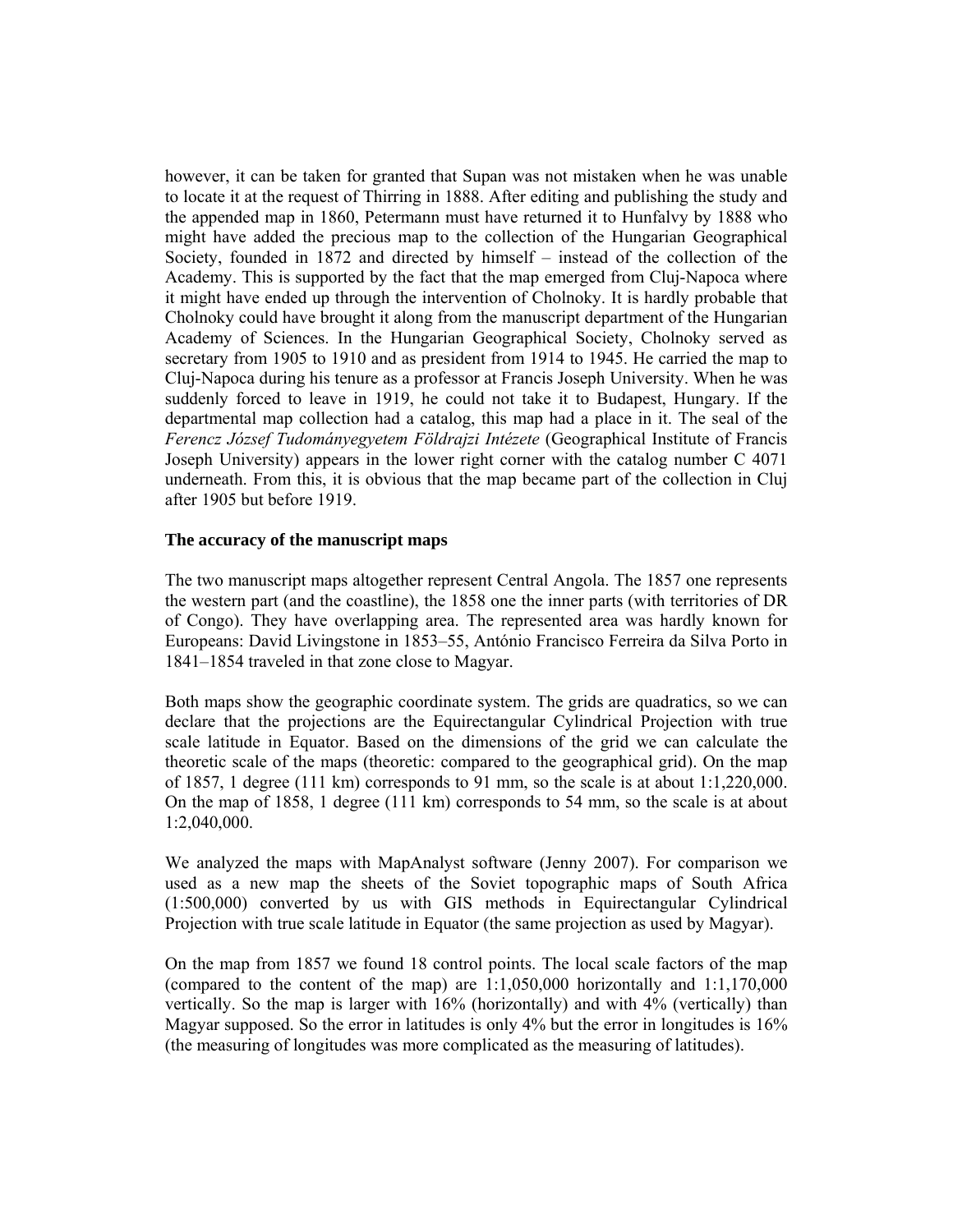however, it can be taken for granted that Supan was not mistaken when he was unable to locate it at the request of Thirring in 1888. After editing and publishing the study and the appended map in 1860, Petermann must have returned it to Hunfalvy by 1888 who might have added the precious map to the collection of the Hungarian Geographical Society, founded in 1872 and directed by himself – instead of the collection of the Academy. This is supported by the fact that the map emerged from Cluj-Napoca where it might have ended up through the intervention of Cholnoky. It is hardly probable that Cholnoky could have brought it along from the manuscript department of the Hungarian Academy of Sciences. In the Hungarian Geographical Society, Cholnoky served as secretary from 1905 to 1910 and as president from 1914 to 1945. He carried the map to Cluj-Napoca during his tenure as a professor at Francis Joseph University. When he was suddenly forced to leave in 1919, he could not take it to Budapest, Hungary. If the departmental map collection had a catalog, this map had a place in it. The seal of the *Ferencz József Tudományegyetem Földrajzi Intézete* (Geographical Institute of Francis Joseph University) appears in the lower right corner with the catalog number C 4071 underneath. From this, it is obvious that the map became part of the collection in Cluj after 1905 but before 1919.

### The accuracy of the manuscript maps

The two manuscript maps altogether represent Central Angola. The 1857 one represents the western part (and the coastline), the 1858 one the inner parts (with territories of DR of Congo). They have overlapping area. The represented area was hardly known for Europeans: David Livingstone in 1853–55, António Francisco Ferreira da Silva Porto in 1841–1854 traveled in that zone close to Magyar.

Both maps show the geographic coordinate system. The grids are quadratics, so we can declare that the projections are the Equirectangular Cylindrical Projection with true scale latitude in Equator. Based on the dimensions of the grid we can calculate the theoretic scale of the maps (theoretic: compared to the geographical grid). On the map of 1857, 1 degree (111 km) corresponds to 91 mm, so the scale is at about 1:1,220,000. On the map of 1858, 1 degree (111 km) corresponds to 54 mm, so the scale is at about 1:2,040,000.

We analyzed the maps with MapAnalyst software (Jenny 2007). For comparison we used as a new map the sheets of the Soviet topographic maps of South Africa (1:500,000) converted by us with GIS methods in Equirectangular Cylindrical Projection with true scale latitude in Equator (the same projection as used by Magyar).

On the map from 1857 we found 18 control points. The local scale factors of the map (compared to the content of the map) are 1:1,050,000 horizontally and 1:1,170,000 vertically. So the map is larger with 16% (horizontally) and with 4% (vertically) than Magyar supposed. So the error in latitudes is only 4% but the error in longitudes is 16% (the measuring of longitudes was more complicated as the measuring of latitudes).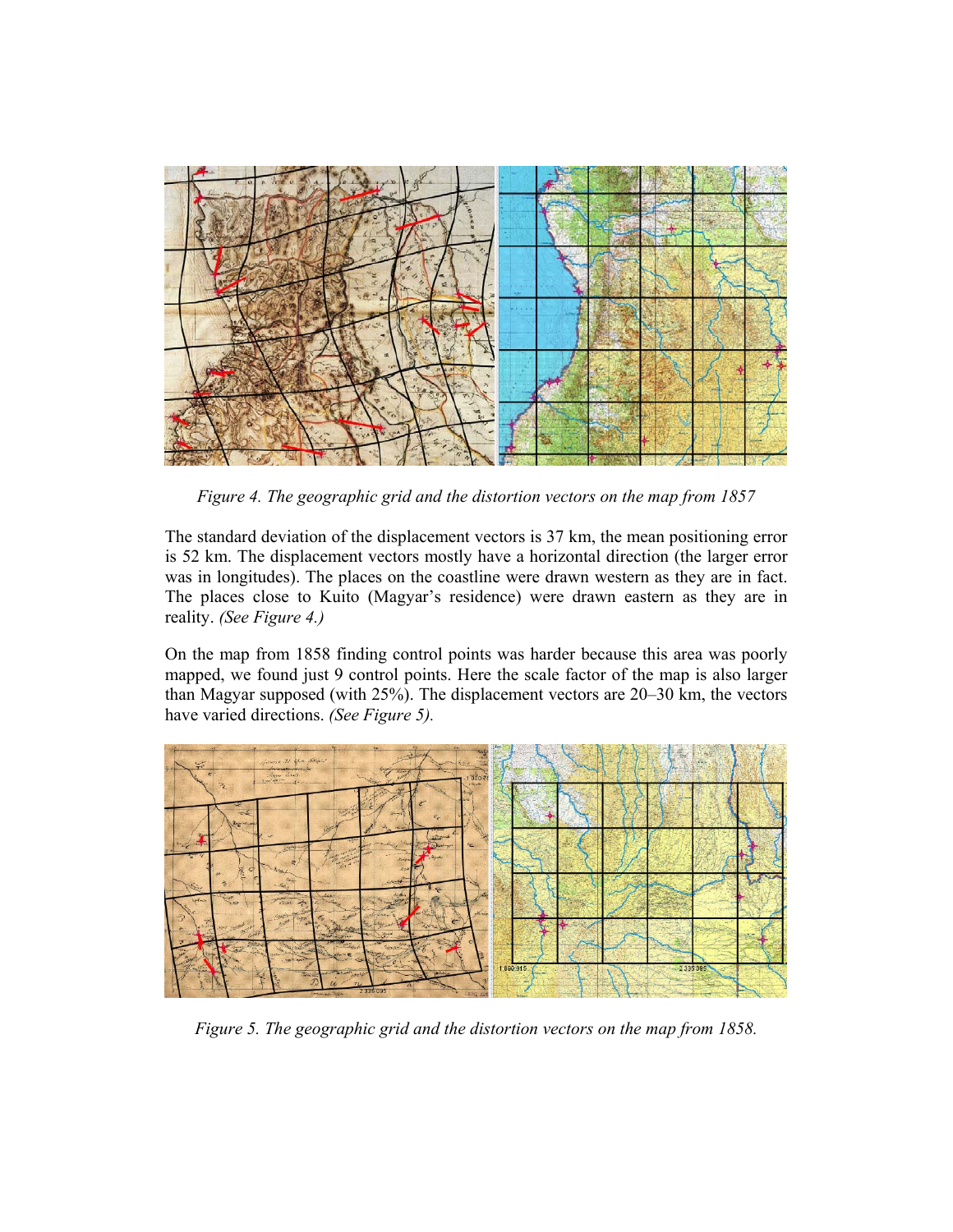*Figure 4. The geographic grid and the distortion vectors on the map from 1857*

The standard deviation of the displacement vectors is 37 km, the mean positioning error is 52 km. The displacement vectors mostly have a horizontal direction (the larger error was in longitudes). The places on the coastline were drawn western as they are in fact. The places close to Kuito (Magyar's residence) were drawn eastern as they are in reality. *(See Figure 4.)*

On the map from 1858 finding control points was harder because this area was poorly mapped, we found just 9 control points. Here the scale factor of the map is also larger than Magyar supposed (with 25%). The displacement vectors are 20–30 km, the vectors have varied directions. *(See Figure 5).*

*Figure 5. The geographic grid and the distortion vectors on the map from 1858.*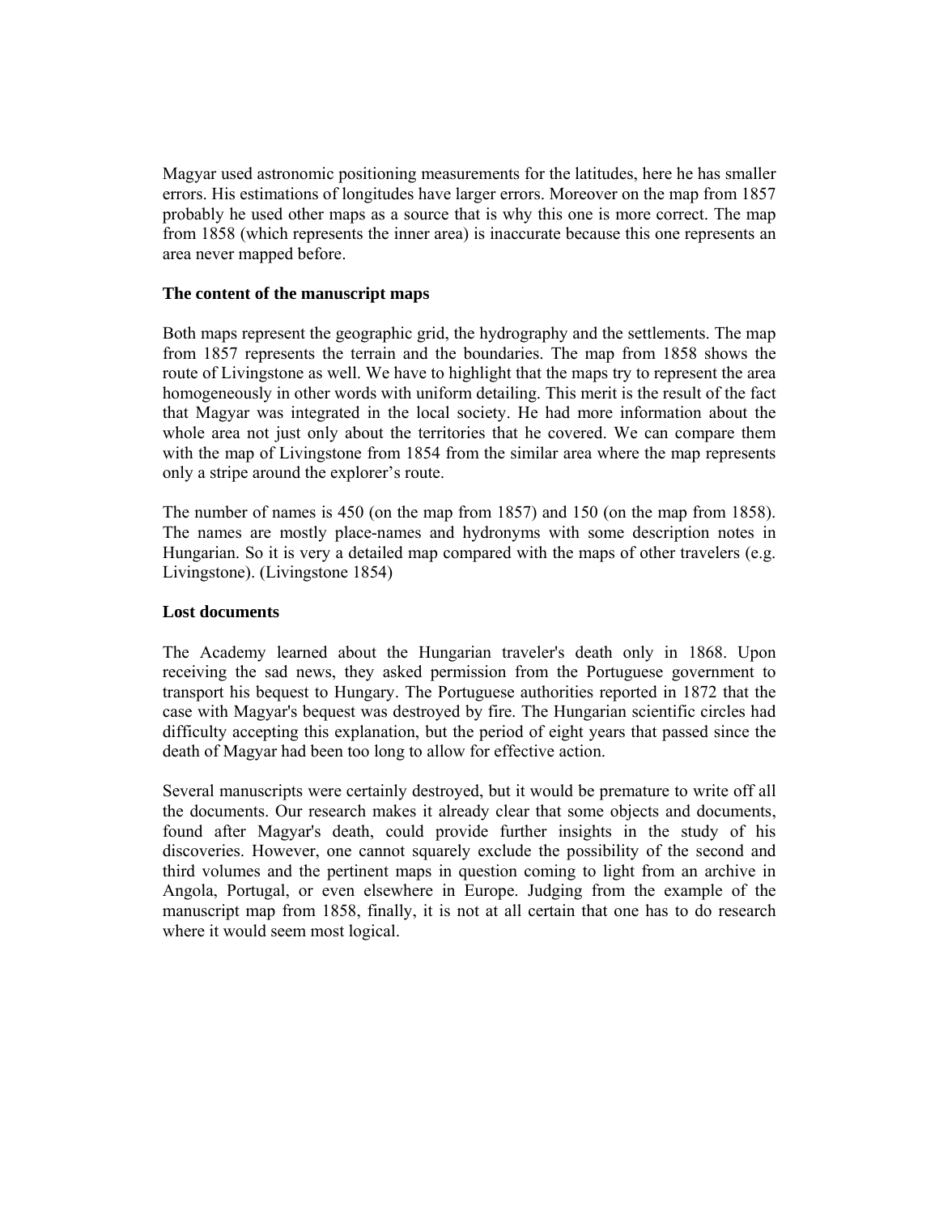Magyar used astronomic positioning measurements for the latitudes, here he has smaller errors. His estimations of longitudes have larger errors. Moreover on the map from 1857 probably he used other maps as a source that is why this one is more correct. The map from 1858 (which represents the inner area) is inaccurate because this one represents an area never mapped before.

### The content of the manuscript maps

Both maps represent the geographic grid, the hydrography and the settlements. The map from 1857 represents the terrain and the boundaries. The map from 1858 shows the route of Livingstone as well. We have to highlight that the maps try to represent the area homogeneously in other words with uniform detailing. This merit is the result of the fact that Magyar was integrated in the local society. He had more information about the whole area not just only about the territories that he covered. We can compare them with the map of Livingstone from 1854 from the similar area where the map represents only a stripe around the explorer's route.

The number of names is 450 (on the map from 1857) and 150 (on the map from 1858). The names are mostly place-names and hydronyms with some description notes in Hungarian. So it is very a detailed map compared with the maps of other travelers (e.g. Livingstone). (Livingstone 1854)

### Lost documents

The Academy learned about the Hungarian traveler's death only in 1868. Upon receiving the sad news, they asked permission from the Portuguese government to transport his bequest to Hungary. The Portuguese authorities reported in 1872 that the case with Magyar's bequest was destroyed by fire. The Hungarian scientific circles had difficulty accepting this explanation, but the period of eight years that passed since the death of Magyar had been too long to allow for effective action.

Several manuscripts were certainly destroyed, but it would be premature to write off all the documents. Our research makes it already clear that some objects and documents, found after Magyar's death, could provide further insights in the study of his discoveries. However, one cannot squarely exclude the possibility of the second and third volumes and the pertinent maps in question coming to light from an archive in Angola, Portugal, or even elsewhere in Europe. Judging from the example of the manuscript map from 1858, finally, it is not at all certain that one has to do research where it would seem most logical.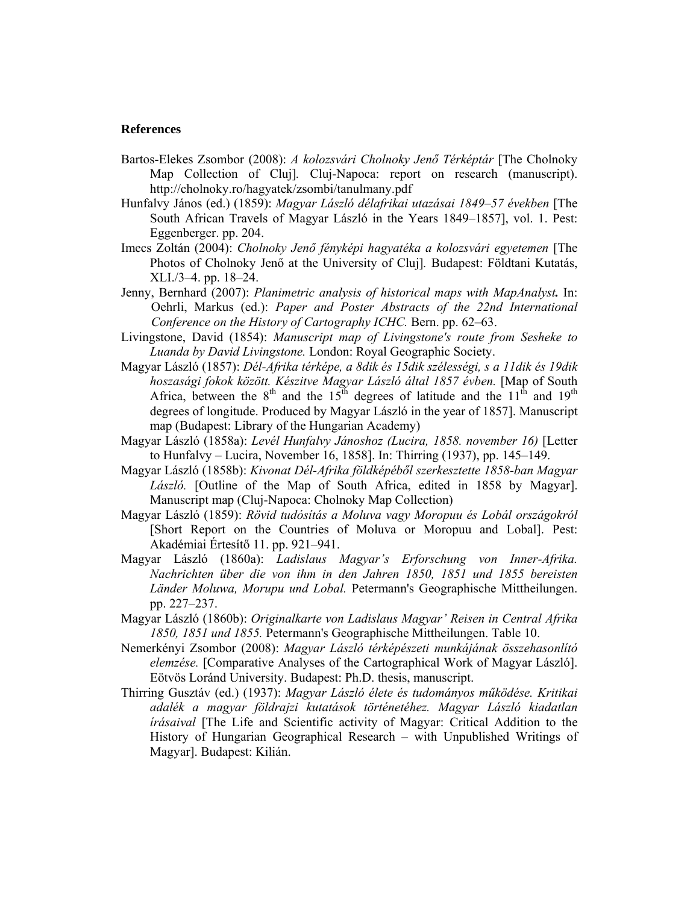## References

Bartos-Elekes Zsombor (2008): *A kolozsvári Cholnoky Jenő Térképtár* [The Cholnoky Map Collection of Cluj]. Cluj-Napoca: report on research (manuscript). http://cholnoky.ro/hagyatek/zsombi/tanulmany.pdf

Hunfalvy János (ed.) (1859): *Magyar László délafrikai utazásai 1849–57 években* [The South African Travels of Magyar László in the Years 1849–1857], vol. 1. Pest: Eggenberger. pp. 204.

Imecs Zoltán (2004): *Cholnoky Jenő fényképi hagyatéka a kolozsvári egyetemen* [The Photos of Cholnoky Jenő at the University of Cluj]. Budapest: Földtani Kutatás, XLI./3–4. pp. 18–24.

Jenny, Bernhard (2007): *Planimetric analysis of historical maps with MapAnalyst***.** In: Oehrli, Markus (ed.): *Paper and Poster Abstracts of the 22nd International Conference on the History of Cartography ICHC.* Bern. pp. 62–63.

Livingstone, David (1854): *Manuscript map of Livingstone's route from Sesheke to Luanda by David Livingstone.* London: Royal Geographic Society.

Magyar László (1857): *Dél-Afrika térképe, a 8dik és 15dik szélességi, s a 11dik és 19dik hoszasági fokok között. Készitve Magyar László által 1857 évben.* [Map of South Africa, between the 8th and the 15th degrees of latitude and the 11th and 19th degrees of longitude. Produced by Magyar László in the year of 1857]. Manuscript map (Budapest: Library of the Hungarian Academy)

Magyar László (1858a): *Levél Hunfalvy Jánoshoz (Lucira, 1858. november 16)* [Letter to Hunfalvy – Lucira, November 16, 1858]. In: Thirring (1937), pp. 145–149.

Magyar László (1858b): *Kivonat Dél-Afrika földképéből szerkesztette 1858-ban Magyar László.* [Outline of the Map of South Africa, edited in 1858 by Magyar]. Manuscript map (Cluj-Napoca: Cholnoky Map Collection)

Magyar László (1859): *Rövid tudósítás a Moluva vagy Moropuu és Lobál országokról* [Short Report on the Countries of Moluva or Moropuu and Lobal]. Pest: Akadémiai Értesítő 11. pp. 921–941.

Magyar László (1860a): *Ladislaus Magyar's Erforschung von Inner-Afrika. Nachrichten über die von ihm in den Jahren 1850, 1851 und 1855 bereisten Länder Moluwa, Morupu und Lobal.* Petermann's Geographische Mittheilungen. pp. 227–237.

Magyar László (1860b): *Originalkarte von Ladislaus Magyar' Reisen in Central Afrika 1850, 1851 und 1855.* Petermann's Geographische Mittheilungen. Table 10.

Nemerkényi Zsombor (2008): *Magyar László térképészeti munkájának összehasonlító elemzése.* [Comparative Analyses of the Cartographical Work of Magyar László]. Eötvös Loránd University. Budapest: Ph.D. thesis, manuscript.

Thirring Gusztáv (ed.) (1937): *Magyar László élete és tudományos működése. Kritikai adalék a magyar földrajzi kutatások történetéhez. Magyar László kiadatlan írásaival* [The Life and Scientific activity of Magyar: Critical Addition to the History of Hungarian Geographical Research – with Unpublished Writings of Magyar]. Budapest: Kilián.